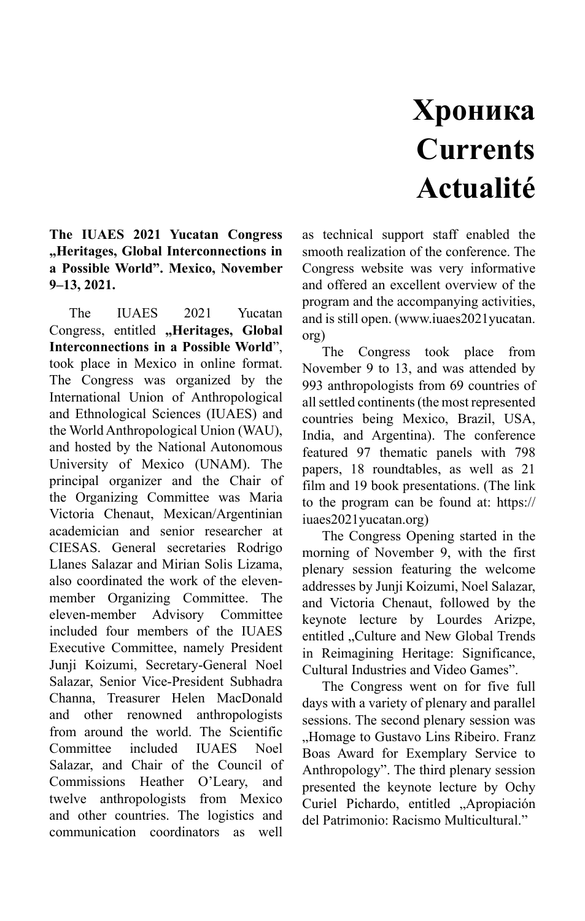# Хроника
# Currents
# Actualité

**The IUAES 2021 Yucatan Congress „Heritages, Global Interconnections in a Possible World". Mexico, November 9–13, 2021.**

The IUAES 2021 Yucatan Congress, entitled **„Heritages, Global Interconnections in a Possible World**", took place in Mexico in online format. The Congress was organized by the International Union of Anthropological and Ethnological Sciences (IUAES) and the World Anthropological Union (WAU), and hosted by the National Autonomous University of Mexico (UNAM). The principal organizer and the Chair of the Organizing Committee was Maria Victoria Chenaut, Mexican/Argentinian academician and senior researcher at CIESAS. General secretaries Rodrigo Llanes Salazar and Mirian Solis Lizama, also coordinated the work of the eleven-member Organizing Committee. The eleven-member Advisory Committee included four members of the IUAES Executive Committee, namely President Junji Koizumi, Secretary-General Noel Salazar, Senior Vice-President Subhadra Channa, Treasurer Helen MacDonald and other renowned anthropologists from around the world. The Scientific Committee included IUAES Noel Salazar, and Chair of the Council of Commissions Heather O'Leary, and twelve anthropologists from Mexico and other countries. The logistics and communication coordinators as well as technical support staff enabled the smooth realization of the conference. The Congress website was very informative and offered an excellent overview of the program and the accompanying activities, and is still open. (www.iuaes2021yucatan.org)

The Congress took place from November 9 to 13, and was attended by 993 anthropologists from 69 countries of all settled continents (the most represented countries being Mexico, Brazil, USA, India, and Argentina). The conference featured 97 thematic panels with 798 papers, 18 roundtables, as well as 21 film and 19 book presentations. (The link to the program can be found at: https://iuaes2021yucatan.org)

The Congress Opening started in the morning of November 9, with the first plenary session featuring the welcome addresses by Junji Koizumi, Noel Salazar, and Victoria Chenaut, followed by the keynote lecture by Lourdes Arizpe, entitled „Culture and New Global Trends in Reimagining Heritage: Significance, Cultural Industries and Video Games".

The Congress went on for five full days with a variety of plenary and parallel sessions. The second plenary session was „Homage to Gustavo Lins Ribeiro. Franz Boas Award for Exemplary Service to Anthropology". The third plenary session presented the keynote lecture by Ochy Curiel Pichardo, entitled „Apropiación del Patrimonio: Racismo Multicultural."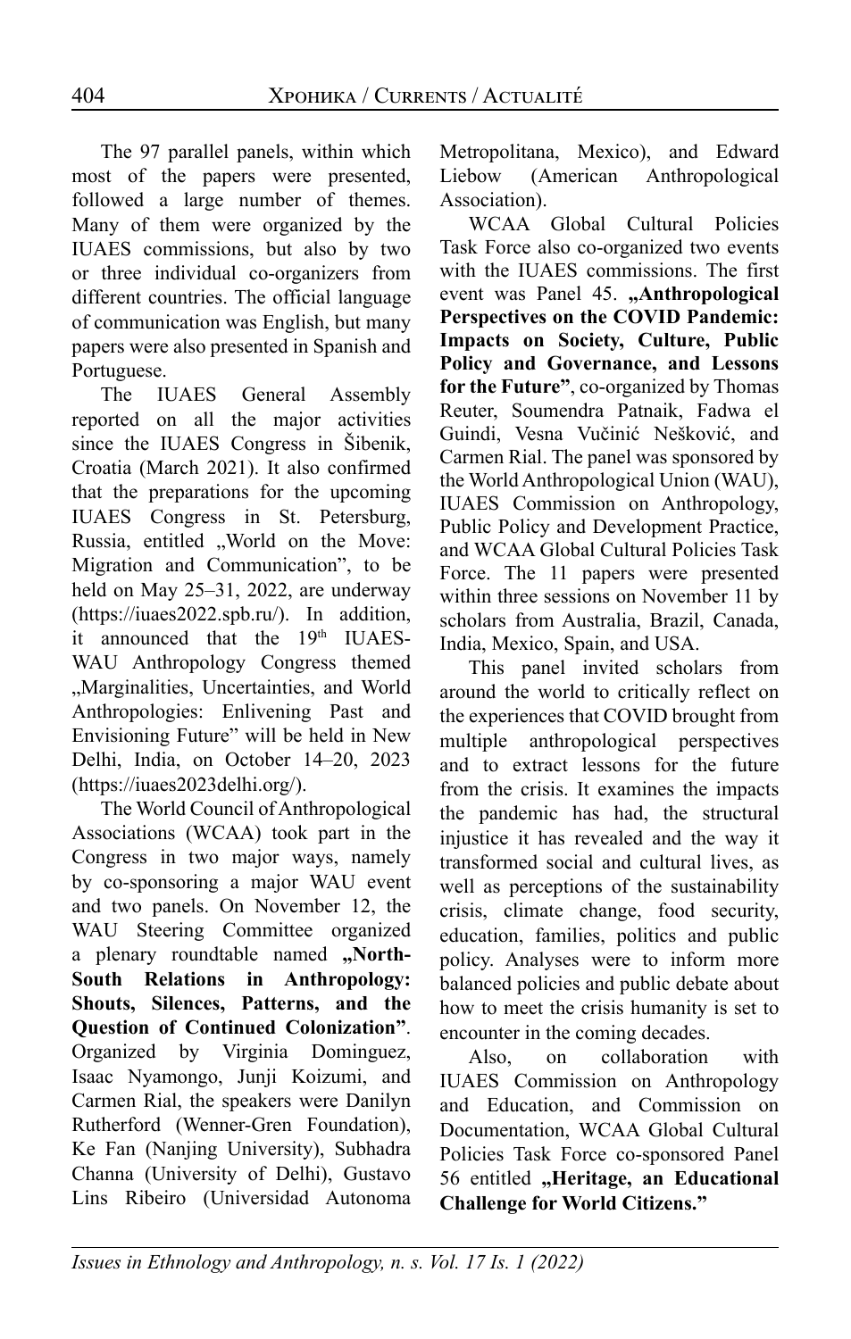The 97 parallel panels, within which most of the papers were presented, followed a large number of themes. Many of them were organized by the IUAES commissions, but also by two or three individual co-organizers from different countries. The official language of communication was English, but many papers were also presented in Spanish and Portuguese.

The IUAES General Assembly reported on all the major activities since the IUAES Congress in Šibenik, Croatia (March 2021). It also confirmed that the preparations for the upcoming IUAES Congress in St. Petersburg, Russia, entitled „World on the Move: Migration and Communication", to be held on May 25–31, 2022, are underway (https://iuaes2022.spb.ru/). In addition, it announced that the 19th IUAES-WAU Anthropology Congress themed „Marginalities, Uncertainties, and World Anthropologies: Enlivening Past and Envisioning Future" will be held in New Delhi, India, on October 14–20, 2023 (https://iuaes2023delhi.org/).

The World Council of Anthropological Associations (WCAA) took part in the Congress in two major ways, namely by co-sponsoring a major WAU event and two panels. On November 12, the WAU Steering Committee organized a plenary roundtable named **„North-South Relations in Anthropology: Shouts, Silences, Patterns, and the Question of Continued Colonization"**. Organized by Virginia Dominguez, Isaac Nyamongo, Junji Koizumi, and Carmen Rial, the speakers were Danilyn Rutherford (Wenner-Gren Foundation), Ke Fan (Nanjing University), Subhadra Channa (University of Delhi), Gustavo Lins Ribeiro (Universidad Autonoma Metropolitana, Mexico), and Edward Liebow (American Anthropological Association).

WCAA Global Cultural Policies Task Force also co-organized two events with the IUAES commissions. The first event was Panel 45. **„Anthropological Perspectives on the COVID Pandemic: Impacts on Society, Culture, Public Policy and Governance, and Lessons for the Future"**, co-organized by Thomas Reuter, Soumendra Patnaik, Fadwa el Guindi, Vesna Vučinić Nešković, and Carmen Rial. The panel was sponsored by the World Anthropological Union (WAU), IUAES Commission on Anthropology, Public Policy and Development Practice, and WCAA Global Cultural Policies Task Force. The 11 papers were presented within three sessions on November 11 by scholars from Australia, Brazil, Canada, India, Mexico, Spain, and USA.

This panel invited scholars from around the world to critically reflect on the experiences that COVID brought from multiple anthropological perspectives and to extract lessons for the future from the crisis. It examines the impacts the pandemic has had, the structural injustice it has revealed and the way it transformed social and cultural lives, as well as perceptions of the sustainability crisis, climate change, food security, education, families, politics and public policy. Analyses were to inform more balanced policies and public debate about how to meet the crisis humanity is set to encounter in the coming decades.

Also, on collaboration with IUAES Commission on Anthropology and Education, and Commission on Documentation, WCAA Global Cultural Policies Task Force co-sponsored Panel 56 entitled **„Heritage, an Educational Challenge for World Citizens."**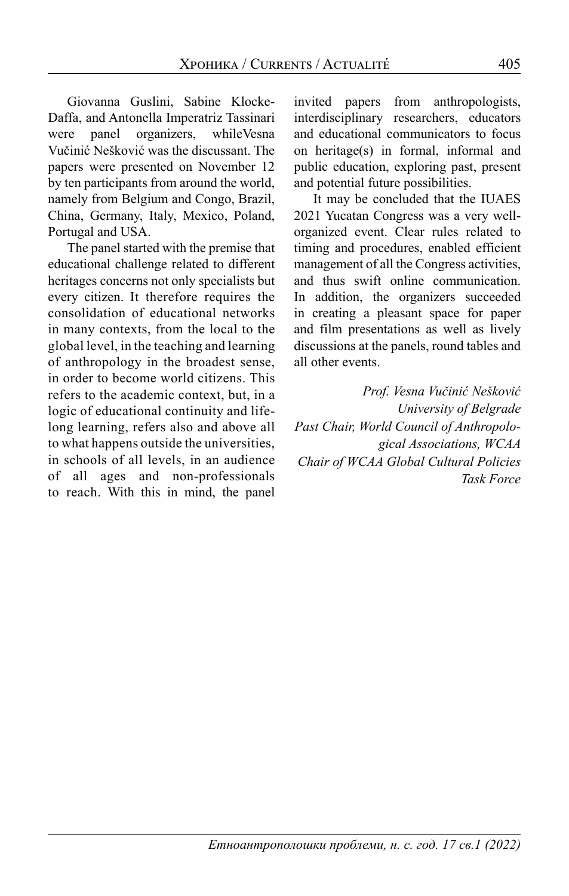Giovanna Guslini, Sabine Klocke-Daffa, and Antonella Imperatriz Tassinari were panel organizers, whileVesna Vučinić Nešković was the discussant. The papers were presented on November 12 by ten participants from around the world, namely from Belgium and Congo, Brazil, China, Germany, Italy, Mexico, Poland, Portugal and USA.

The panel started with the premise that educational challenge related to different heritages concerns not only specialists but every citizen. It therefore requires the consolidation of educational networks in many contexts, from the local to the global level, in the teaching and learning of anthropology in the broadest sense, in order to become world citizens. This refers to the academic context, but, in a logic of educational continuity and life-long learning, refers also and above all to what happens outside the universities, in schools of all levels, in an audience of all ages and non-professionals to reach. With this in mind, the panel invited papers from anthropologists, interdisciplinary researchers, educators and educational communicators to focus on heritage(s) in formal, informal and public education, exploring past, present and potential future possibilities.

It may be concluded that the IUAES 2021 Yucatan Congress was a very well-organized event. Clear rules related to timing and procedures, enabled efficient management of all the Congress activities, and thus swift online communication. In addition, the organizers succeeded in creating a pleasant space for paper and film presentations as well as lively discussions at the panels, round tables and all other events.

*Prof. Vesna Vučinić Nešković*
*University of Belgrade*
*Past Chair, World Council of Anthropological Associations, WCAA*
*Chair of WCAA Global Cultural Policies Task Force*